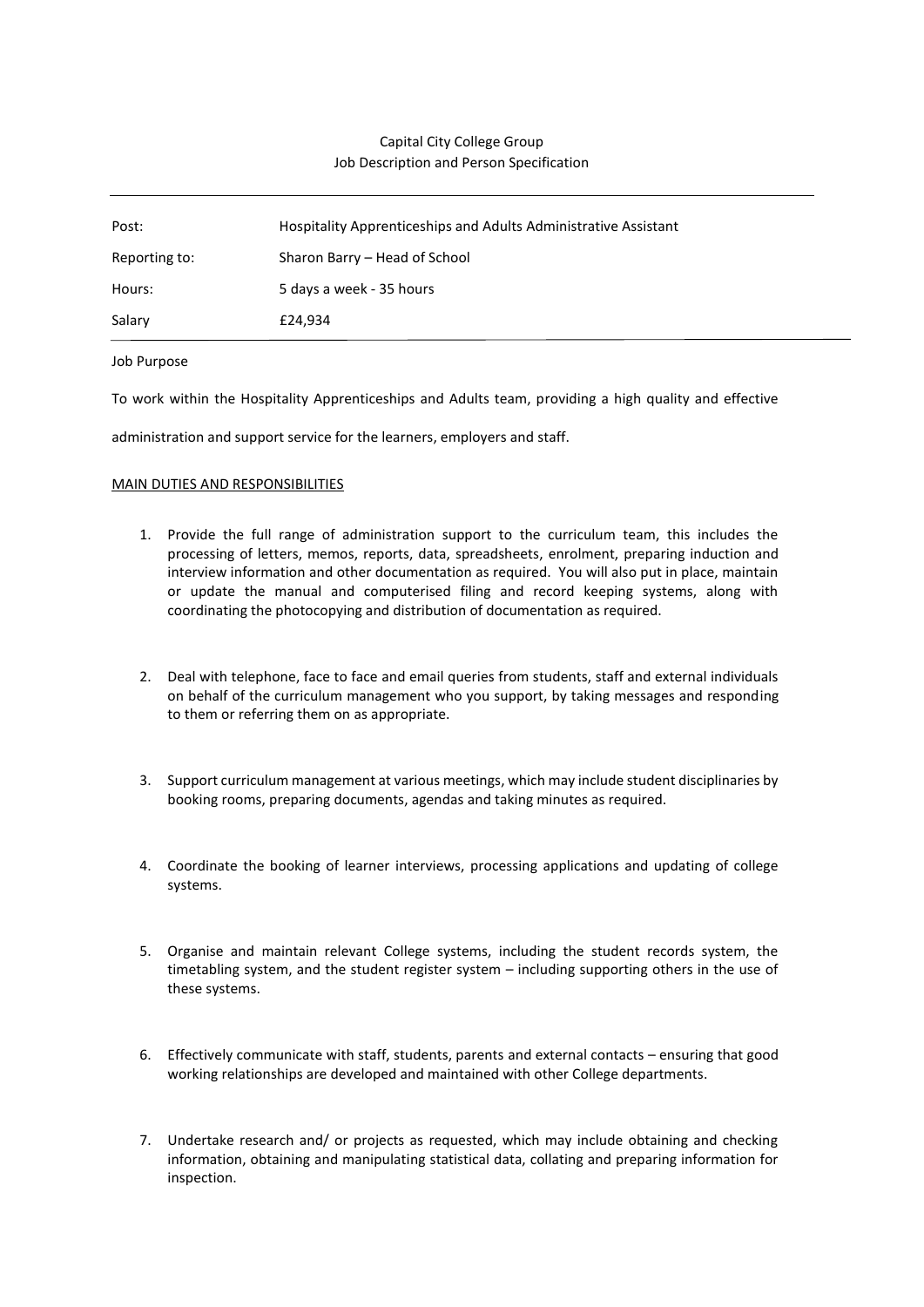Capital City College Group
Job Description and Person Specification

---

| Post: | Hospitality Apprenticeships and Adults Administrative Assistant |
|---|---|
| Reporting to: | Sharon Barry – Head of School |
| Hours: | 5 days a week - 35 hours |
| Salary | £24,934 |

---

Job Purpose

To work within the Hospitality Apprenticeships and Adults team, providing a high quality and effective administration and support service for the learners, employers and staff.

<u>MAIN DUTIES AND RESPONSIBILITIES</u>

1. Provide the full range of administration support to the curriculum team, this includes the processing of letters, memos, reports, data, spreadsheets, enrolment, preparing induction and interview information and other documentation as required. You will also put in place, maintain or update the manual and computerised filing and record keeping systems, along with coordinating the photocopying and distribution of documentation as required.

2. Deal with telephone, face to face and email queries from students, staff and external individuals on behalf of the curriculum management who you support, by taking messages and responding to them or referring them on as appropriate.

3. Support curriculum management at various meetings, which may include student disciplinaries by booking rooms, preparing documents, agendas and taking minutes as required.

4. Coordinate the booking of learner interviews, processing applications and updating of college systems.

5. Organise and maintain relevant College systems, including the student records system, the timetabling system, and the student register system – including supporting others in the use of these systems.

6. Effectively communicate with staff, students, parents and external contacts – ensuring that good working relationships are developed and maintained with other College departments.

7. Undertake research and/ or projects as requested, which may include obtaining and checking information, obtaining and manipulating statistical data, collating and preparing information for inspection.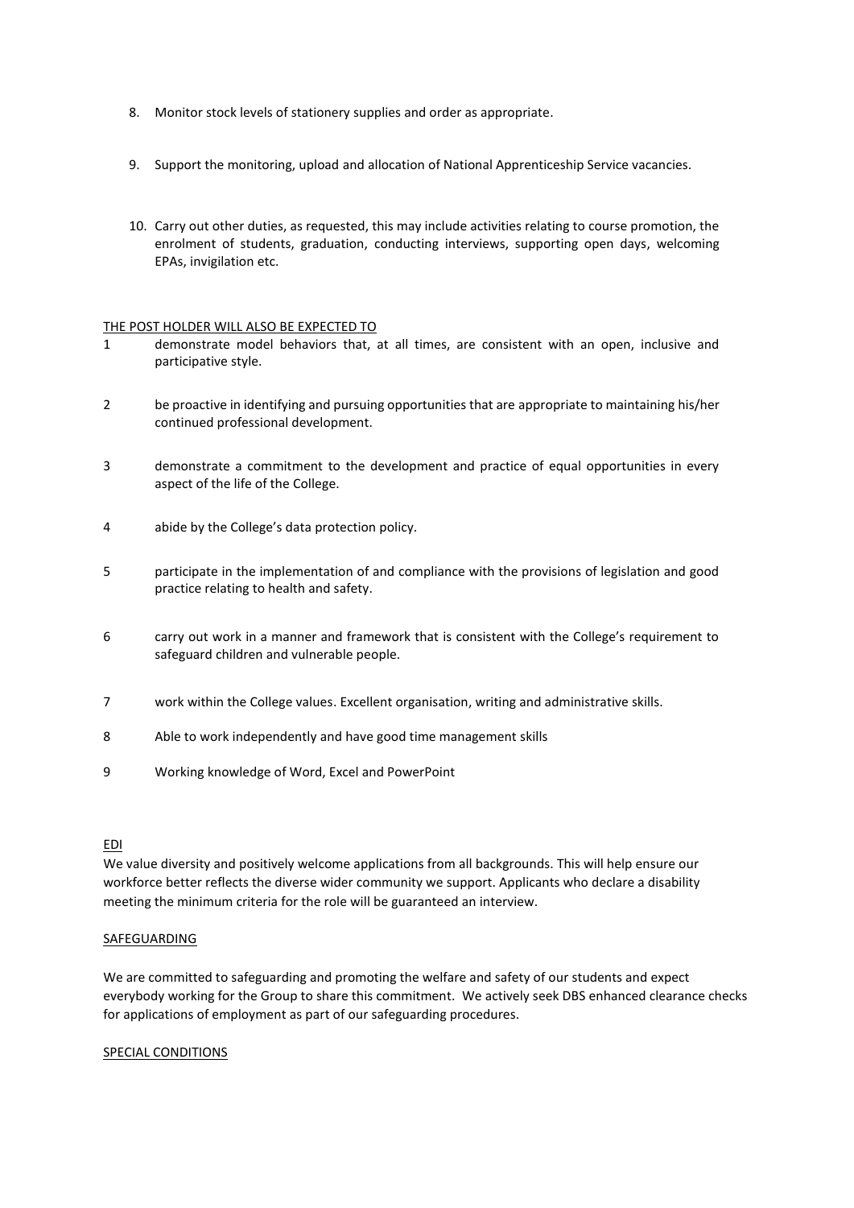8. Monitor stock levels of stationery supplies and order as appropriate.

9. Support the monitoring, upload and allocation of National Apprenticeship Service vacancies.

10. Carry out other duties, as requested, this may include activities relating to course promotion, the enrolment of students, graduation, conducting interviews, supporting open days, welcoming EPAs, invigilation etc.

<u>THE POST HOLDER WILL ALSO BE EXPECTED TO</u>

1. demonstrate model behaviors that, at all times, are consistent with an open, inclusive and participative style.

2. be proactive in identifying and pursuing opportunities that are appropriate to maintaining his/her continued professional development.

3. demonstrate a commitment to the development and practice of equal opportunities in every aspect of the life of the College.

4. abide by the College's data protection policy.

5. participate in the implementation of and compliance with the provisions of legislation and good practice relating to health and safety.

6. carry out work in a manner and framework that is consistent with the College's requirement to safeguard children and vulnerable people.

7. work within the College values. Excellent organisation, writing and administrative skills.

8. Able to work independently and have good time management skills

9. Working knowledge of Word, Excel and PowerPoint

<u>EDI</u>

We value diversity and positively welcome applications from all backgrounds. This will help ensure our workforce better reflects the diverse wider community we support. Applicants who declare a disability meeting the minimum criteria for the role will be guaranteed an interview.

<u>SAFEGUARDING</u>

We are committed to safeguarding and promoting the welfare and safety of our students and expect everybody working for the Group to share this commitment. We actively seek DBS enhanced clearance checks for applications of employment as part of our safeguarding procedures.

<u>SPECIAL CONDITIONS</u>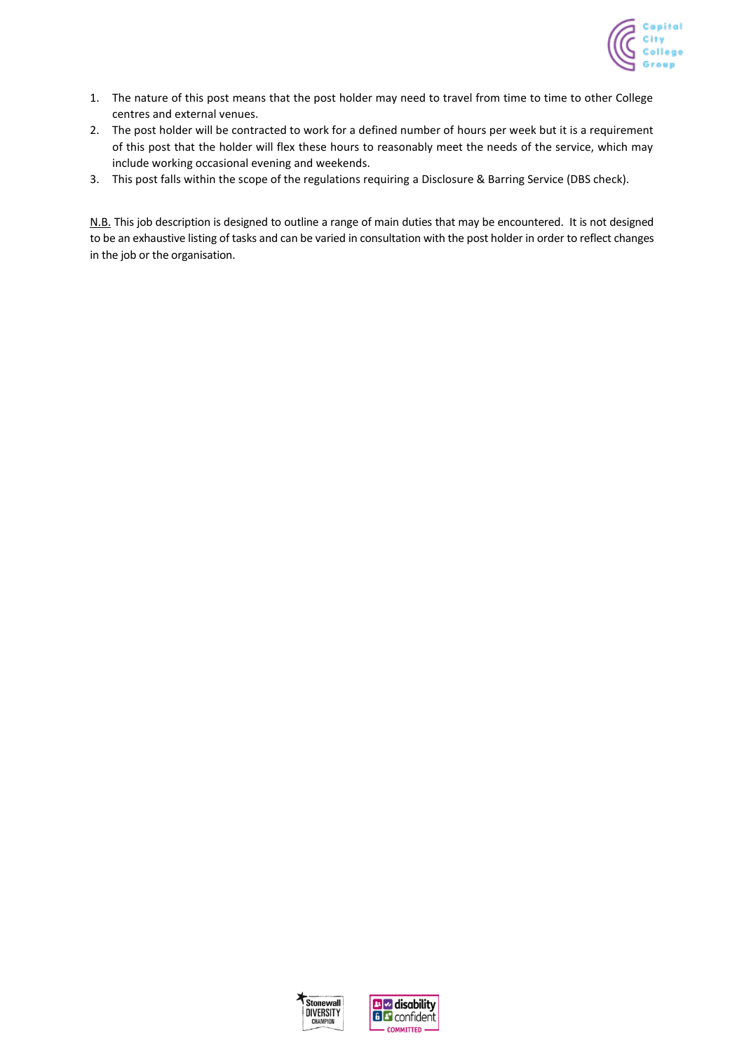1. The nature of this post means that the post holder may need to travel from time to time to other College centres and external venues.
2. The post holder will be contracted to work for a defined number of hours per week but it is a requirement of this post that the holder will flex these hours to reasonably meet the needs of the service, which may include working occasional evening and weekends.
3. This post falls within the scope of the regulations requiring a Disclosure & Barring Service (DBS check).

N.B. This job description is designed to outline a range of main duties that may be encountered. It is not designed to be an exhaustive listing of tasks and can be varied in consultation with the post holder in order to reflect changes in the job or the organisation.